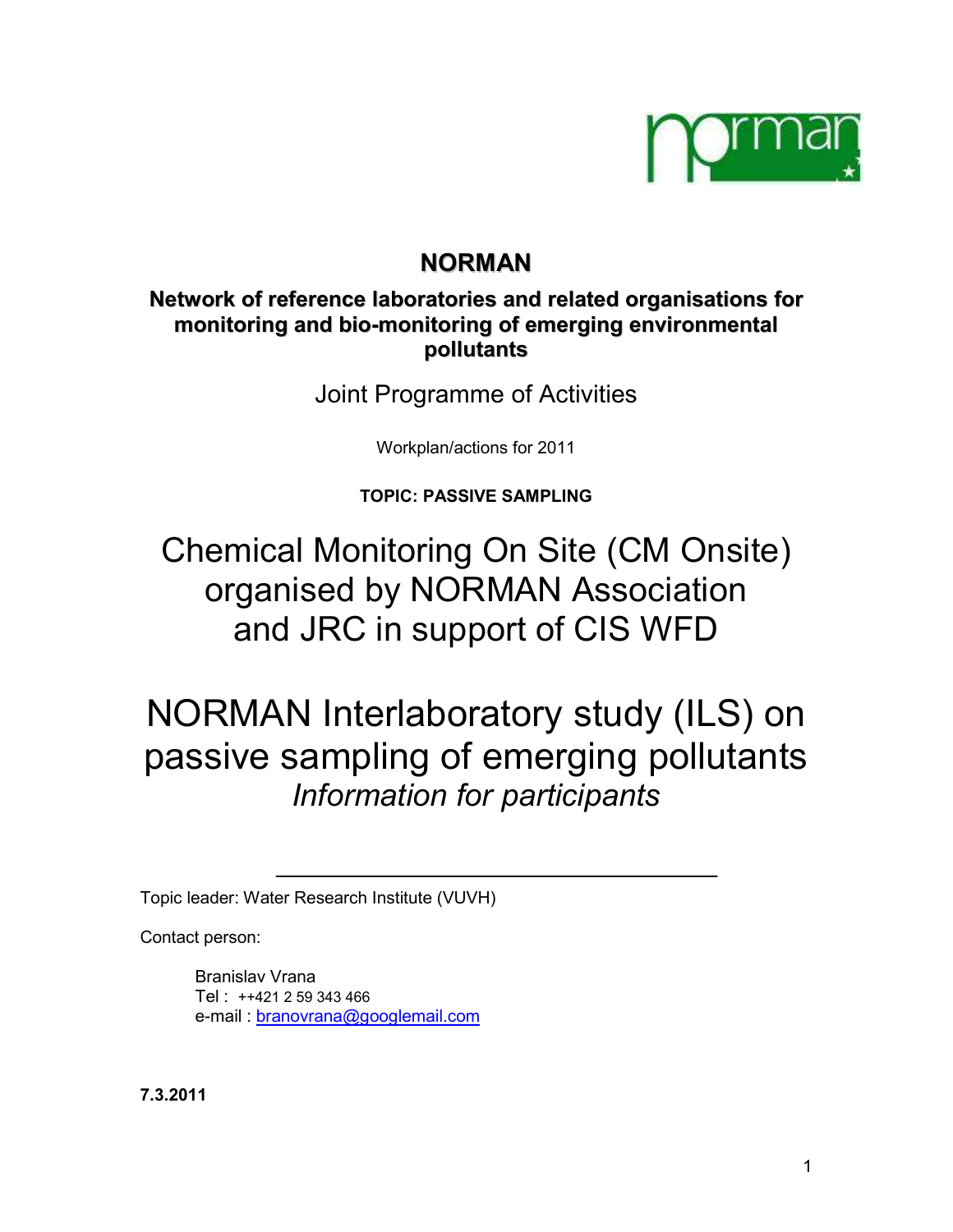# NORMAN

## Network of reference laboratories and related organisations for monitoring and bio-monitoring of emerging environmental pollutants

Joint Programme of Activities

Workplan/actions for 2011

**TOPIC: PASSIVE SAMPLING**

# Chemical Monitoring On Site (CM Onsite) organised by NORMAN Association and JRC in support of CIS WFD

# NORMAN Interlaboratory study (ILS) on passive sampling of emerging pollutants

*Information for participants*

---

Topic leader: Water Research Institute (VUVH)

Contact person:

Branislav Vrana
Tel : ++421 2 59 343 466
e-mail : branovrana@googlemail.com

**7.3.2011**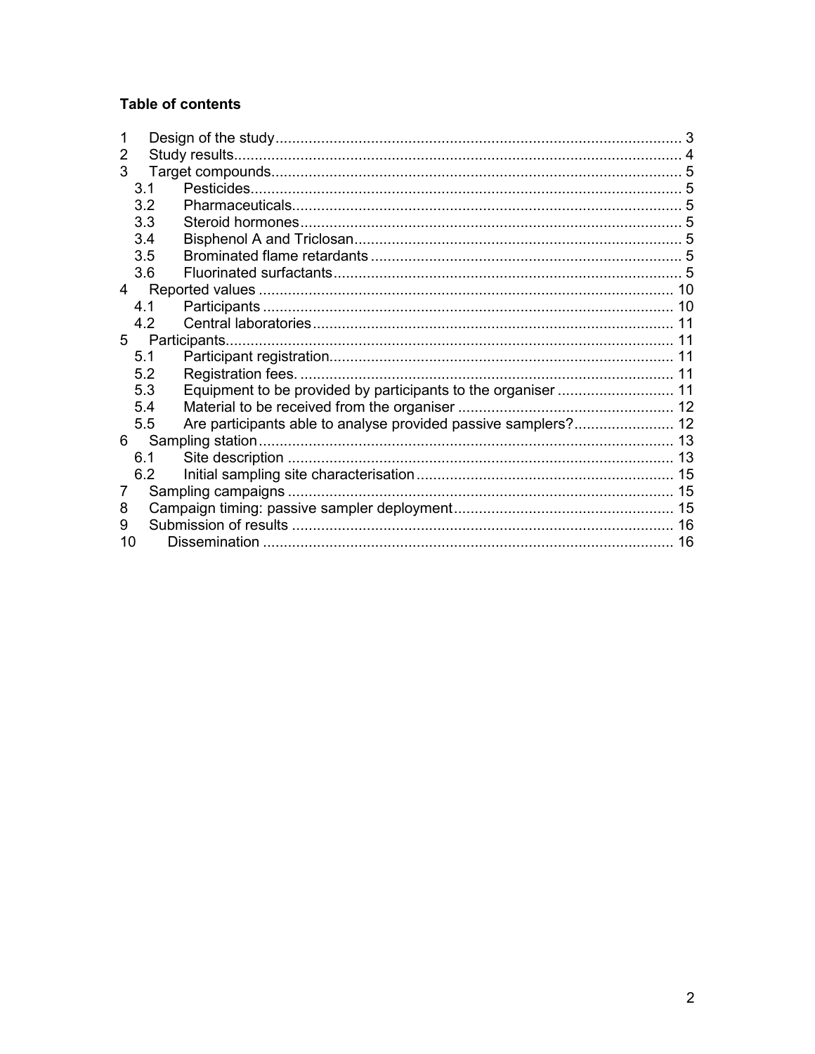**Table of contents**

1 Design of the study ........................................................................................ 3
2 Study results ................................................................................................... 4
3 Target compounds .......................................................................................... 5
  3.1 Pesticides ................................................................................................. 5
  3.2 Pharmaceuticals ....................................................................................... 5
  3.3 Steroid hormones ..................................................................................... 5
  3.4 Bisphenol A and Triclosan ........................................................................ 5
  3.5 Brominated flame retardants .................................................................... 5
  3.6 Fluorinated surfactants ............................................................................. 5
4 Reported values ............................................................................................ 10
  4.1 Participants ............................................................................................. 10
  4.2 Central laboratories ................................................................................. 11
5 Participants ................................................................................................... 11
  5.1 Participant registration ............................................................................. 11
  5.2 Registration fees. ..................................................................................... 11
  5.3 Equipment to be provided by participants to the organiser ...................... 11
  5.4 Material to be received from the organiser .............................................. 12
  5.5 Are participants able to analyse provided passive samplers? .................. 12
6 Sampling station ............................................................................................ 13
  6.1 Site description ........................................................................................ 13
  6.2 Initial sampling site characterisation ........................................................ 15
7 Sampling campaigns ..................................................................................... 15
8 Campaign timing: passive sampler deployment ............................................. 15
9 Submission of results .................................................................................... 16
10 Dissemination ............................................................................................. 16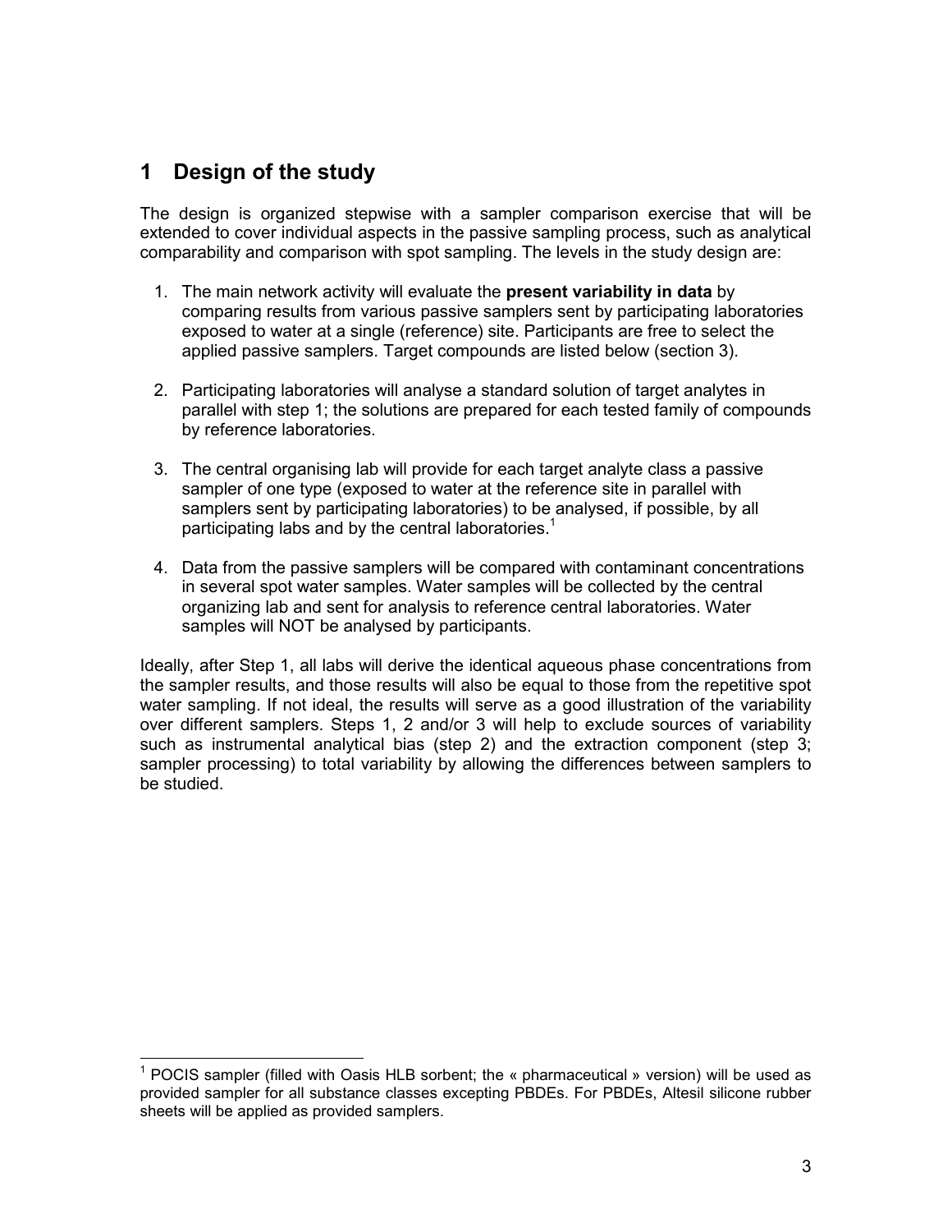# 1 Design of the study

The design is organized stepwise with a sampler comparison exercise that will be extended to cover individual aspects in the passive sampling process, such as analytical comparability and comparison with spot sampling. The levels in the study design are:

1. The main network activity will evaluate the **present variability in data** by comparing results from various passive samplers sent by participating laboratories exposed to water at a single (reference) site. Participants are free to select the applied passive samplers. Target compounds are listed below (section 3).
2. Participating laboratories will analyse a standard solution of target analytes in parallel with step 1; the solutions are prepared for each tested family of compounds by reference laboratories.
3. The central organising lab will provide for each target analyte class a passive sampler of one type (exposed to water at the reference site in parallel with samplers sent by participating laboratories) to be analysed, if possible, by all participating labs and by the central laboratories.[1]
4. Data from the passive samplers will be compared with contaminant concentrations in several spot water samples. Water samples will be collected by the central organizing lab and sent for analysis to reference central laboratories. Water samples will NOT be analysed by participants.

Ideally, after Step 1, all labs will derive the identical aqueous phase concentrations from the sampler results, and those results will also be equal to those from the repetitive spot water sampling. If not ideal, the results will serve as a good illustration of the variability over different samplers. Steps 1, 2 and/or 3 will help to exclude sources of variability such as instrumental analytical bias (step 2) and the extraction component (step 3; sampler processing) to total variability by allowing the differences between samplers to be studied.

[1] POCIS sampler (filled with Oasis HLB sorbent; the « pharmaceutical » version) will be used as provided sampler for all substance classes excepting PBDEs. For PBDEs, Altesil silicone rubber sheets will be applied as provided samplers.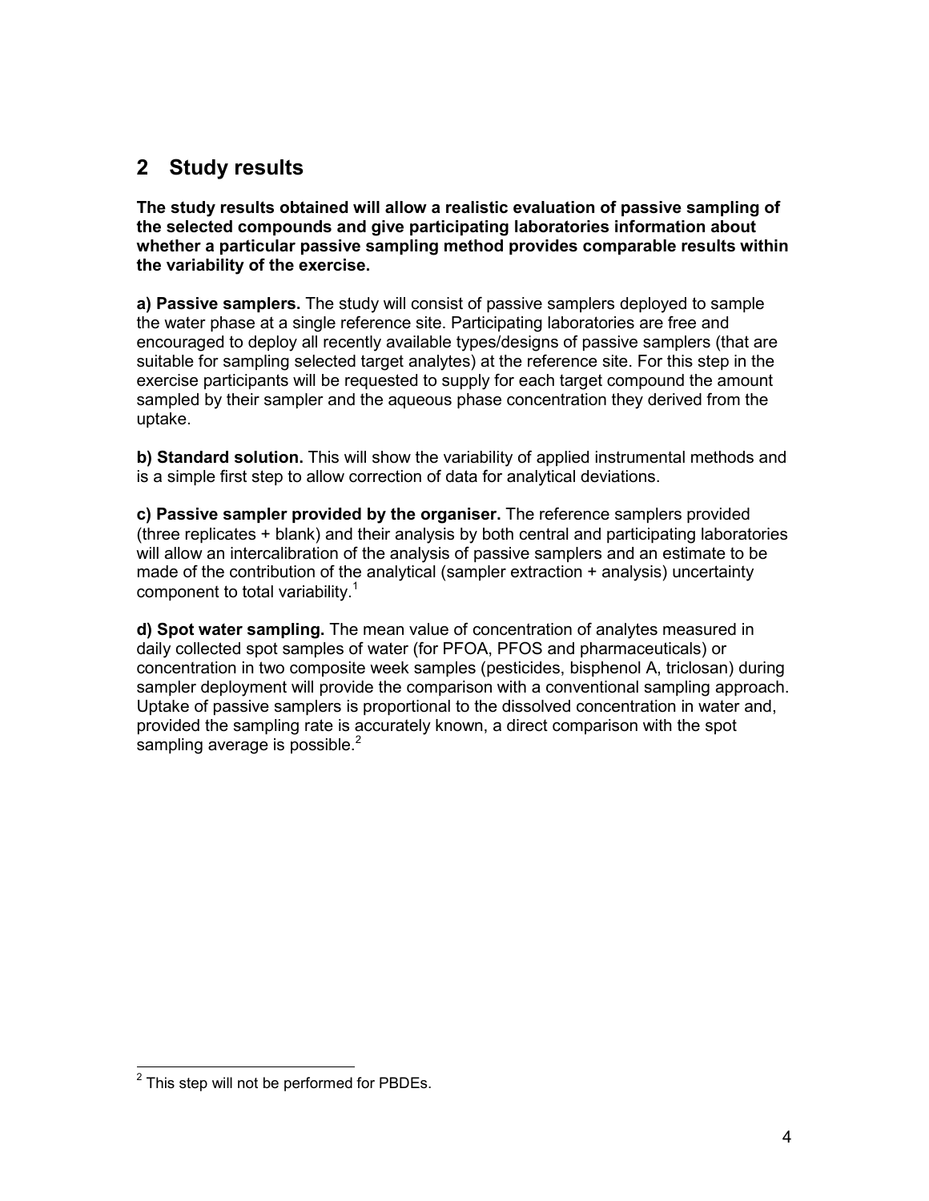## 2 Study results

**The study results obtained will allow a realistic evaluation of passive sampling of the selected compounds and give participating laboratories information about whether a particular passive sampling method provides comparable results within the variability of the exercise.**

**a) Passive samplers.** The study will consist of passive samplers deployed to sample the water phase at a single reference site. Participating laboratories are free and encouraged to deploy all recently available types/designs of passive samplers (that are suitable for sampling selected target analytes) at the reference site. For this step in the exercise participants will be requested to supply for each target compound the amount sampled by their sampler and the aqueous phase concentration they derived from the uptake.

**b) Standard solution.** This will show the variability of applied instrumental methods and is a simple first step to allow correction of data for analytical deviations.

**c) Passive sampler provided by the organiser.** The reference samplers provided (three replicates + blank) and their analysis by both central and participating laboratories will allow an intercalibration of the analysis of passive samplers and an estimate to be made of the contribution of the analytical (sampler extraction + analysis) uncertainty component to total variability.[1]

**d) Spot water sampling.** The mean value of concentration of analytes measured in daily collected spot samples of water (for PFOA, PFOS and pharmaceuticals) or concentration in two composite week samples (pesticides, bisphenol A, triclosan) during sampler deployment will provide the comparison with a conventional sampling approach. Uptake of passive samplers is proportional to the dissolved concentration in water and, provided the sampling rate is accurately known, a direct comparison with the spot sampling average is possible.[2]

[2] This step will not be performed for PBDEs.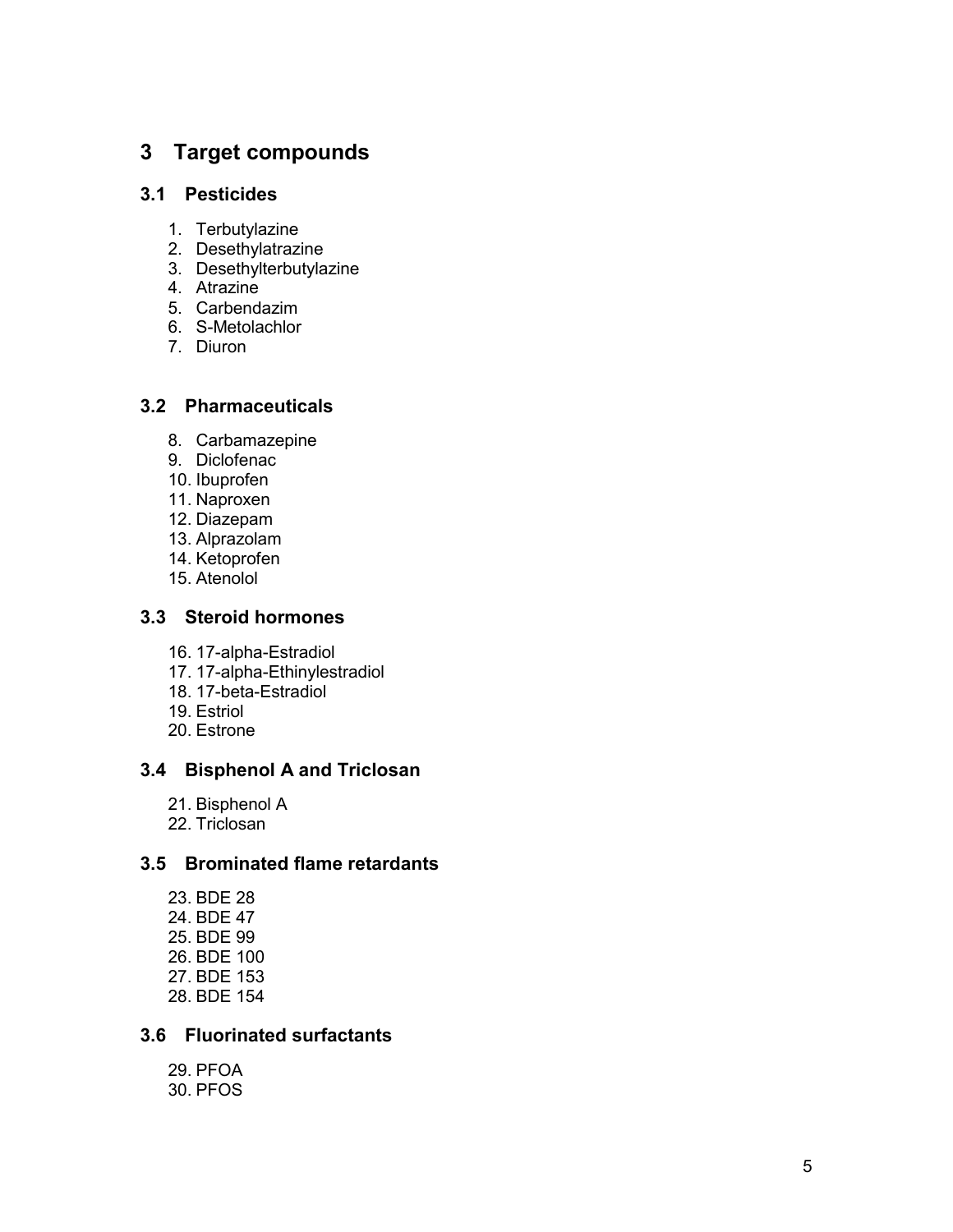# 3 Target compounds

## 3.1 Pesticides

1. Terbutylazine
2. Desethylatrazine
3. Desethylterbutylazine
4. Atrazine
5. Carbendazim
6. S-Metolachlor
7. Diuron

## 3.2 Pharmaceuticals

8. Carbamazepine
9. Diclofenac
10. Ibuprofen
11. Naproxen
12. Diazepam
13. Alprazolam
14. Ketoprofen
15. Atenolol

## 3.3 Steroid hormones

16. 17-alpha-Estradiol
17. 17-alpha-Ethinylestradiol
18. 17-beta-Estradiol
19. Estriol
20. Estrone

## 3.4 Bisphenol A and Triclosan

21. Bisphenol A
22. Triclosan

## 3.5 Brominated flame retardants

23. BDE 28
24. BDE 47
25. BDE 99
26. BDE 100
27. BDE 153
28. BDE 154

## 3.6 Fluorinated surfactants

29. PFOA
30. PFOS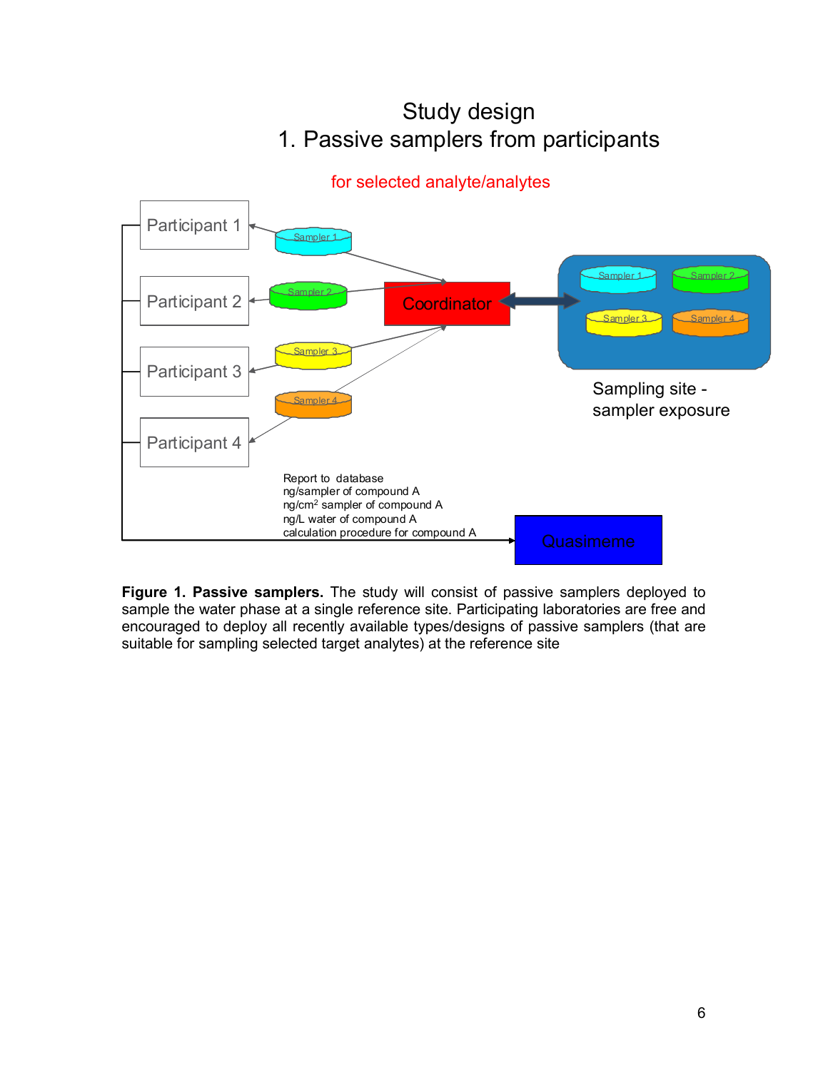Study design
1. Passive samplers from participants

for selected analyte/analytes

Participant 1

Participant 2

Participant 3

Participant 4

Sampler 1

Sampler 2

Sampler 3

Sampler 4

Coordinator

Sampler 1 Sampler 2 Sampler 3 Sampler 4

Sampling site - sampler exposure

Report to database
ng/sampler of compound A
ng/cm$^2$ sampler of compound A
ng/L water of compound A
calculation procedure for compound A

Quasimeme

**Figure 1. Passive samplers.** The study will consist of passive samplers deployed to sample the water phase at a single reference site. Participating laboratories are free and encouraged to deploy all recently available types/designs of passive samplers (that are suitable for sampling selected target analytes) at the reference site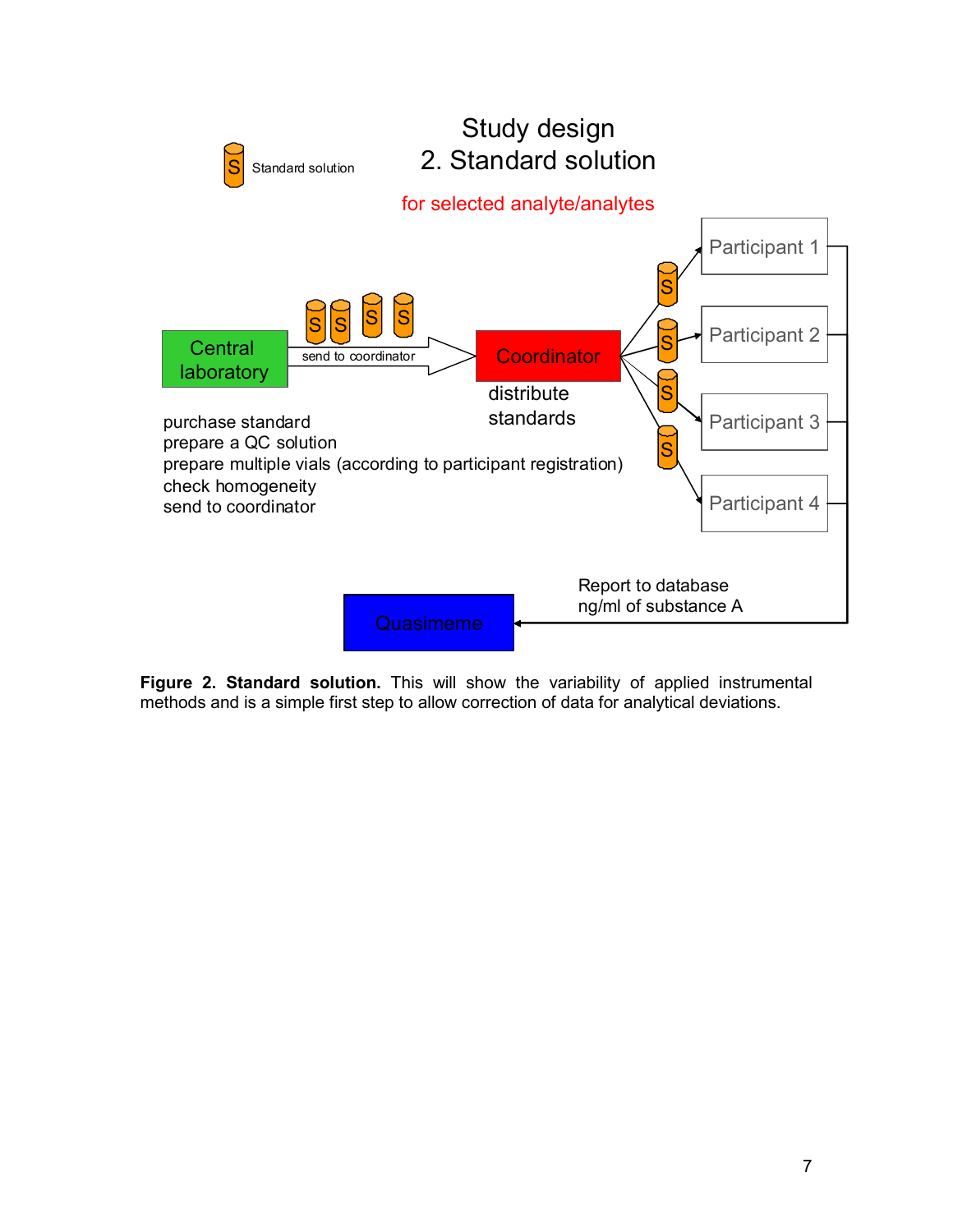Study design
2. Standard solution

for selected analyte/analytes

Standard solution

Central laboratory

send to coordinator

Coordinator

distribute standards

Participant 1

Participant 2

Participant 3

Participant 4

purchase standard
prepare a QC solution
prepare multiple vials (according to participant registration)
check homogeneity
send to coordinator

Report to database
ng/ml of substance A

Quasimeme

**Figure 2. Standard solution.** This will show the variability of applied instrumental methods and is a simple first step to allow correction of data for analytical deviations.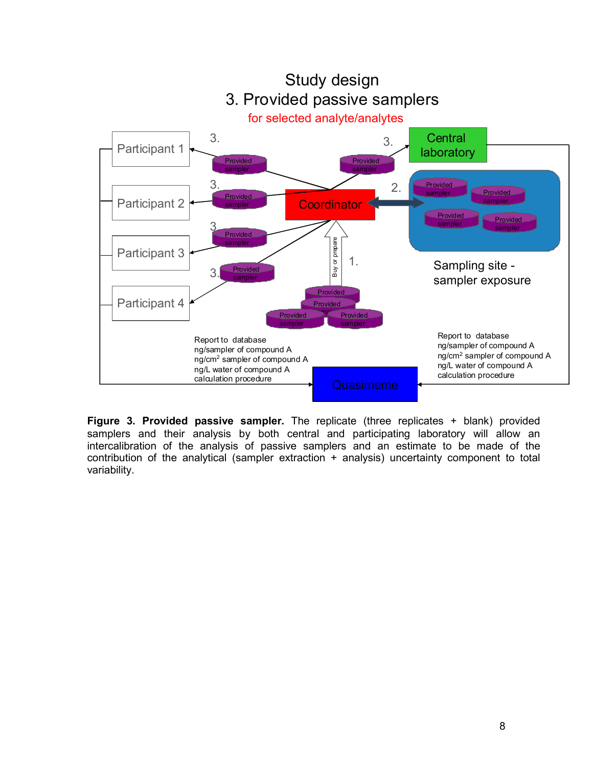Study design

3. Provided passive samplers

for selected analyte/analytes

Participant 1

Participant 2

Participant 3

Participant 4

Coordinator

Central laboratory

Sampling site - sampler exposure

Quasimeme

1. Buy or prepare

2.

3.

Report to database
ng/sampler of compound A
ng/cm$^2$ sampler of compound A
ng/L water of compound A
calculation procedure

Report to database
ng/sampler of compound A
ng/cm$^2$ sampler of compound A
ng/L water of compound A
calculation procedure

**Figure 3. Provided passive sampler.** The replicate (three replicates + blank) provided samplers and their analysis by both central and participating laboratory will allow an intercalibration of the analysis of passive samplers and an estimate to be made of the contribution of the analytical (sampler extraction + analysis) uncertainty component to total variability.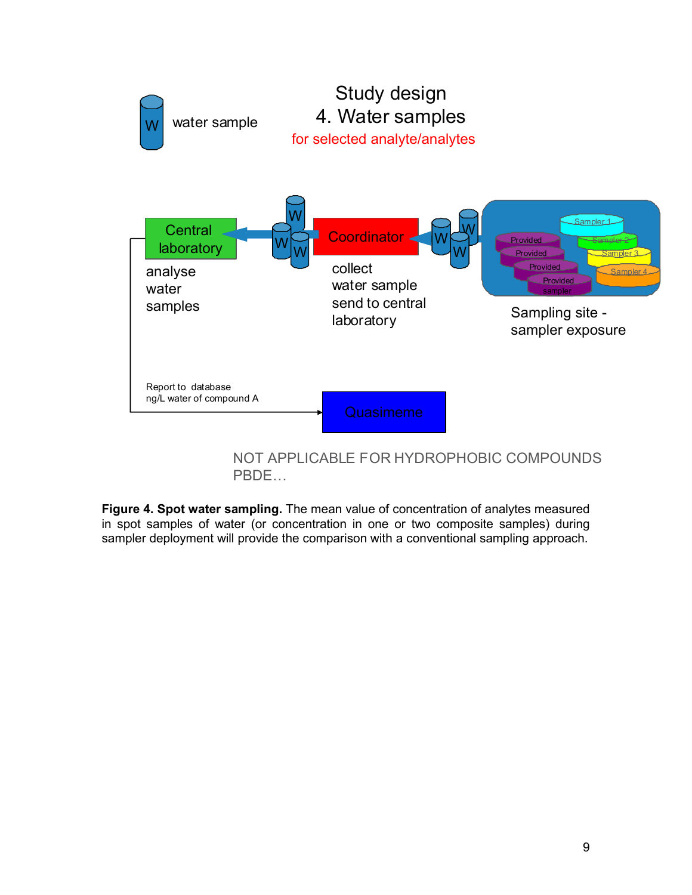Study design
4. Water samples
for selected analyte/analytes

W water sample

Central laboratory

analyse water samples

Coordinator

collect water sample send to central laboratory

Sampler 1
Sampler 2
Sampler 3
Sampler 4
Provided
Provided
Provided
Provided sampler

Sampling site - sampler exposure

Report to database
ng/L water of compound A

Quasimeme

NOT APPLICABLE FOR HYDROPHOBIC COMPOUNDS PBDE…

**Figure 4. Spot water sampling.** The mean value of concentration of analytes measured in spot samples of water (or concentration in one or two composite samples) during sampler deployment will provide the comparison with a conventional sampling approach.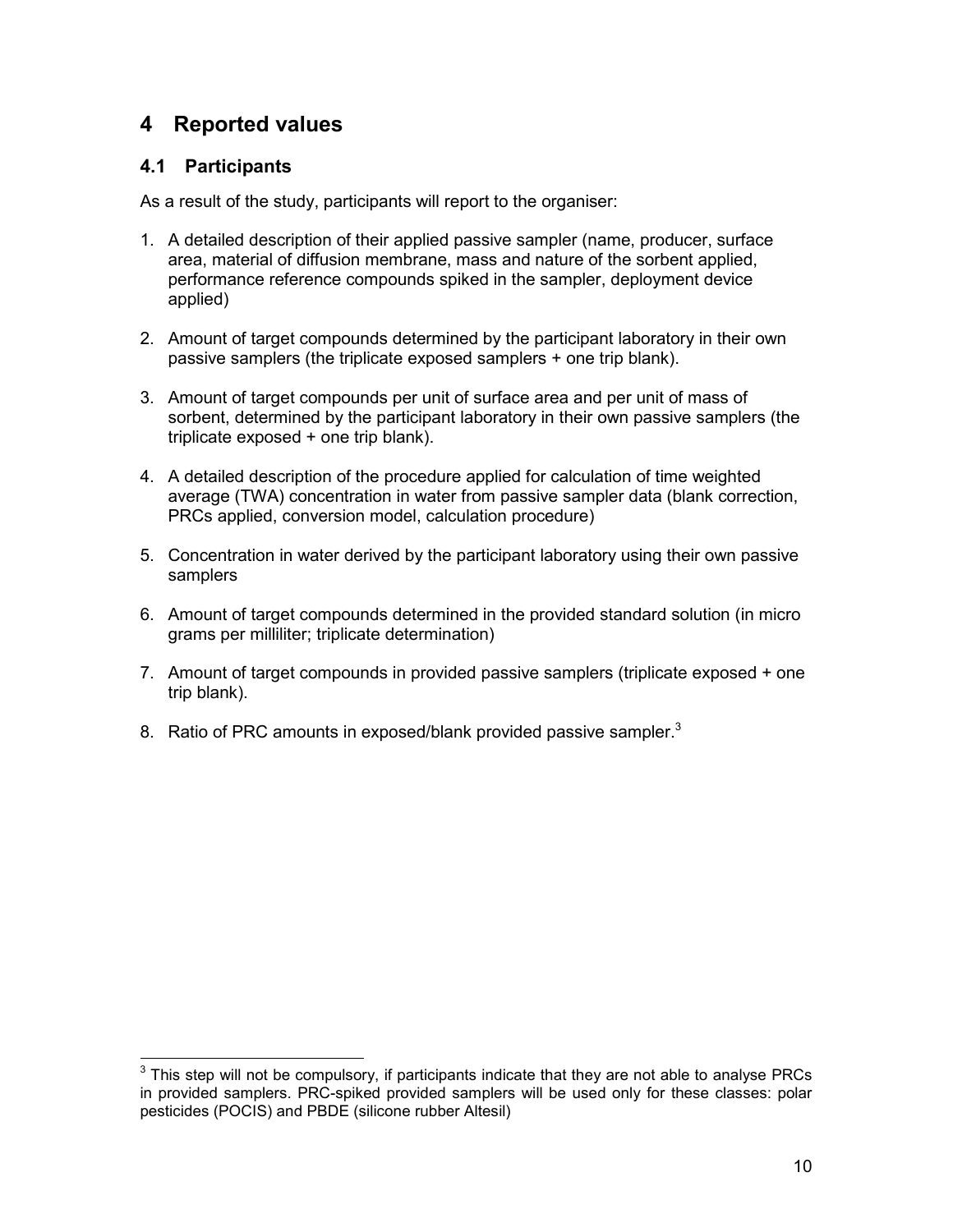# 4 Reported values

## 4.1 Participants

As a result of the study, participants will report to the organiser:

1. A detailed description of their applied passive sampler (name, producer, surface area, material of diffusion membrane, mass and nature of the sorbent applied, performance reference compounds spiked in the sampler, deployment device applied)

2. Amount of target compounds determined by the participant laboratory in their own passive samplers (the triplicate exposed samplers + one trip blank).

3. Amount of target compounds per unit of surface area and per unit of mass of sorbent, determined by the participant laboratory in their own passive samplers (the triplicate exposed + one trip blank).

4. A detailed description of the procedure applied for calculation of time weighted average (TWA) concentration in water from passive sampler data (blank correction, PRCs applied, conversion model, calculation procedure)

5. Concentration in water derived by the participant laboratory using their own passive samplers

6. Amount of target compounds determined in the provided standard solution (in micro grams per milliliter; triplicate determination)

7. Amount of target compounds in provided passive samplers (triplicate exposed + one trip blank).

8. Ratio of PRC amounts in exposed/blank provided passive sampler.[3]

[3] This step will not be compulsory, if participants indicate that they are not able to analyse PRCs in provided samplers. PRC-spiked provided samplers will be used only for these classes: polar pesticides (POCIS) and PBDE (silicone rubber Altesil)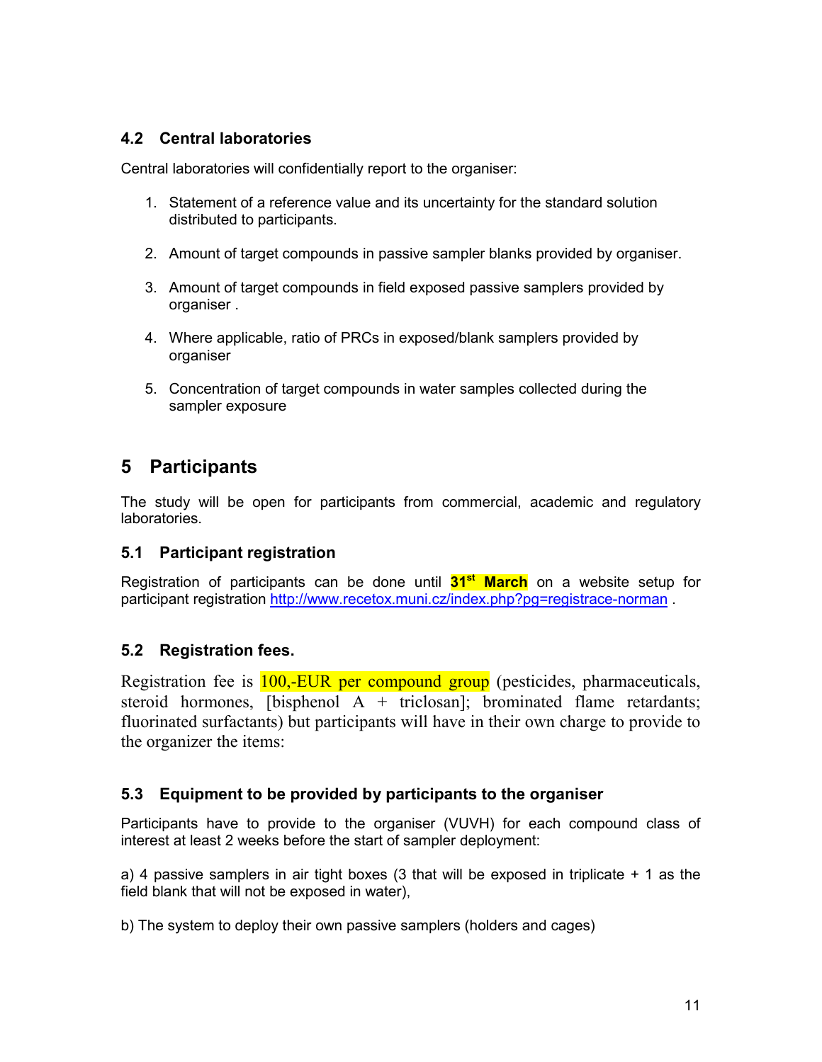### 4.2 Central laboratories

Central laboratories will confidentially report to the organiser:

1. Statement of a reference value and its uncertainty for the standard solution distributed to participants.

2. Amount of target compounds in passive sampler blanks provided by organiser.

3. Amount of target compounds in field exposed passive samplers provided by organiser .

4. Where applicable, ratio of PRCs in exposed/blank samplers provided by organiser

5. Concentration of target compounds in water samples collected during the sampler exposure

## 5 Participants

The study will be open for participants from commercial, academic and regulatory laboratories.

### 5.1 Participant registration

Registration of participants can be done until **31st March** on a website setup for participant registration http://www.recetox.muni.cz/index.php?pg=registrace-norman .

### 5.2 Registration fees.

Registration fee is 100,-EUR per compound group (pesticides, pharmaceuticals, steroid hormones, [bisphenol A + triclosan]; brominated flame retardants; fluorinated surfactants) but participants will have in their own charge to provide to the organizer the items:

### 5.3 Equipment to be provided by participants to the organiser

Participants have to provide to the organiser (VUVH) for each compound class of interest at least 2 weeks before the start of sampler deployment:

a) 4 passive samplers in air tight boxes (3 that will be exposed in triplicate + 1 as the field blank that will not be exposed in water),

b) The system to deploy their own passive samplers (holders and cages)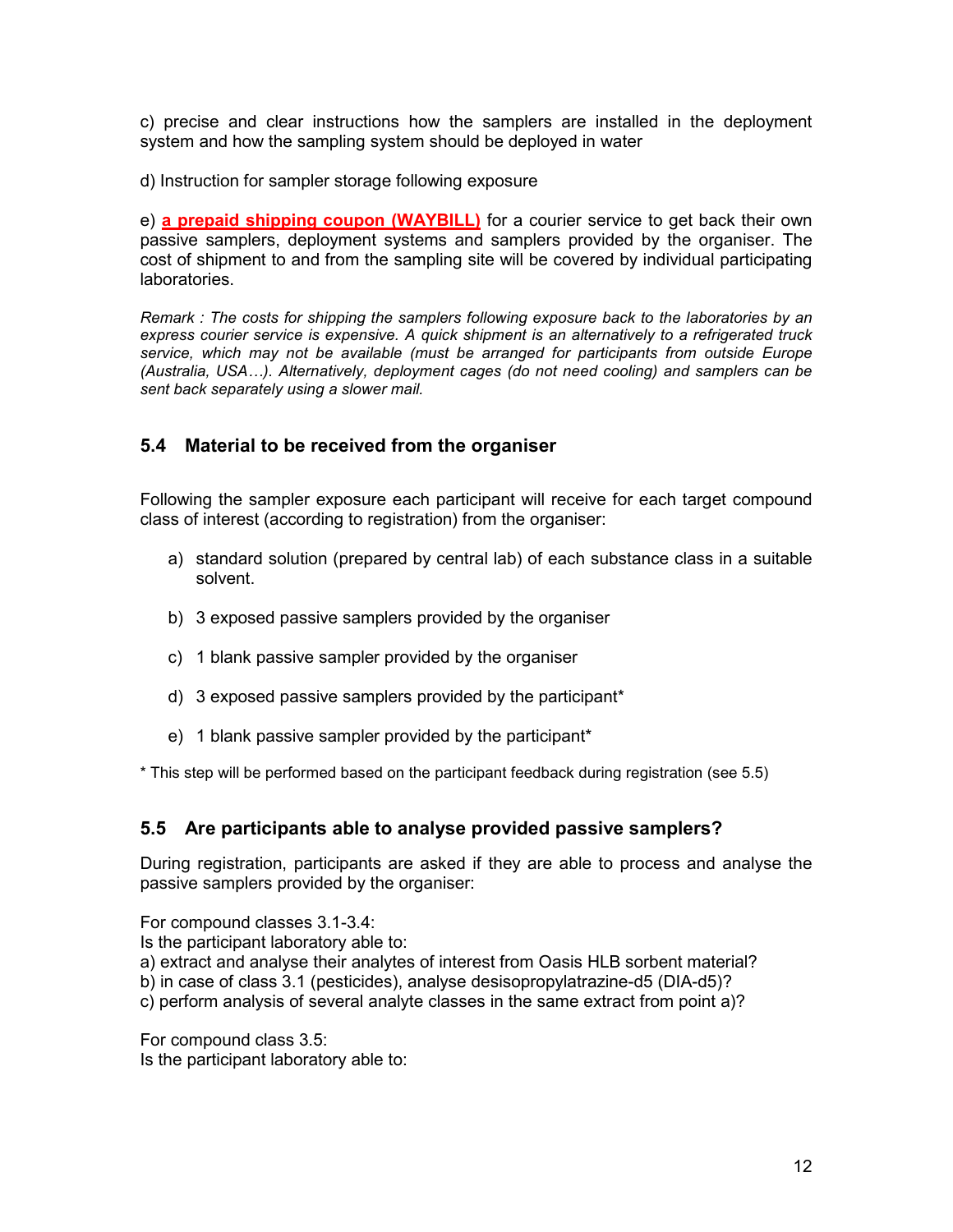c) precise and clear instructions how the samplers are installed in the deployment system and how the sampling system should be deployed in water

d) Instruction for sampler storage following exposure

e) **a prepaid shipping coupon (WAYBILL)** for a courier service to get back their own passive samplers, deployment systems and samplers provided by the organiser. The cost of shipment to and from the sampling site will be covered by individual participating laboratories.

*Remark : The costs for shipping the samplers following exposure back to the laboratories by an express courier service is expensive. A quick shipment is an alternatively to a refrigerated truck service, which may not be available (must be arranged for participants from outside Europe (Australia, USA…). Alternatively, deployment cages (do not need cooling) and samplers can be sent back separately using a slower mail.*

### 5.4 Material to be received from the organiser

Following the sampler exposure each participant will receive for each target compound class of interest (according to registration) from the organiser:

a) standard solution (prepared by central lab) of each substance class in a suitable solvent.

b) 3 exposed passive samplers provided by the organiser

c) 1 blank passive sampler provided by the organiser

d) 3 exposed passive samplers provided by the participant*

e) 1 blank passive sampler provided by the participant*

\* This step will be performed based on the participant feedback during registration (see 5.5)

### 5.5 Are participants able to analyse provided passive samplers?

During registration, participants are asked if they are able to process and analyse the passive samplers provided by the organiser:

For compound classes 3.1-3.4:
Is the participant laboratory able to:
a) extract and analyse their analytes of interest from Oasis HLB sorbent material?
b) in case of class 3.1 (pesticides), analyse desisopropylatrazine-d5 (DIA-d5)?
c) perform analysis of several analyte classes in the same extract from point a)?

For compound class 3.5:
Is the participant laboratory able to: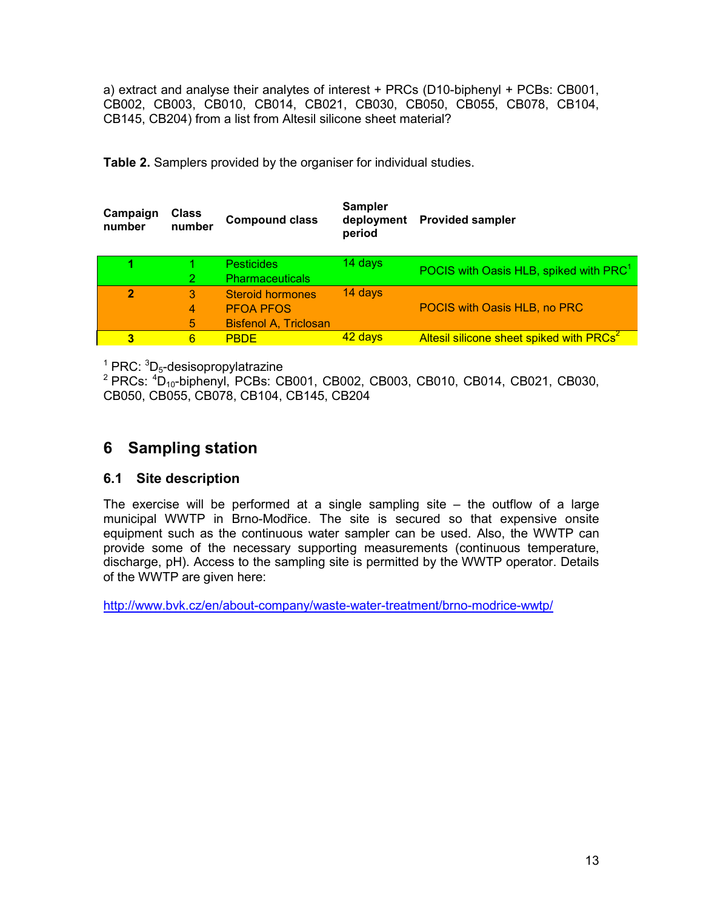a) extract and analyse their analytes of interest + PRCs (D10-biphenyl + PCBs: CB001, CB002, CB003, CB010, CB014, CB021, CB030, CB050, CB055, CB078, CB104, CB145, CB204) from a list from Altesil silicone sheet material?

**Table 2.** Samplers provided by the organiser for individual studies.

| Campaign number | Class number | Compound class | Sampler deployment period | Provided sampler |
|---|---|---|---|---|
| **1** | 1 | Pesticides | 14 days | POCIS with Oasis HLB, spiked with PRC[1] |
| | 2 | Pharmaceuticals | | |
| **2** | 3 | Steroid hormones | 14 days | POCIS with Oasis HLB, no PRC |
| | 4 | PFOA PFOS | | |
| | 5 | Bisfenol A, Triclosan | | |
| **3** | 6 | PBDE | 42 days | Altesil silicone sheet spiked with PRCs[2] |

[1] PRC: $^{3}D_{5}$-desisopropylatrazine
[2] PRCs: $^{4}D_{10}$-biphenyl, PCBs: CB001, CB002, CB003, CB010, CB014, CB021, CB030, CB050, CB055, CB078, CB104, CB145, CB204

# 6 Sampling station

## 6.1 Site description

The exercise will be performed at a single sampling site – the outflow of a large municipal WWTP in Brno-Modřice. The site is secured so that expensive onsite equipment such as the continuous water sampler can be used. Also, the WWTP can provide some of the necessary supporting measurements (continuous temperature, discharge, pH). Access to the sampling site is permitted by the WWTP operator. Details of the WWTP are given here:

http://www.bvk.cz/en/about-company/waste-water-treatment/brno-modrice-wwtp/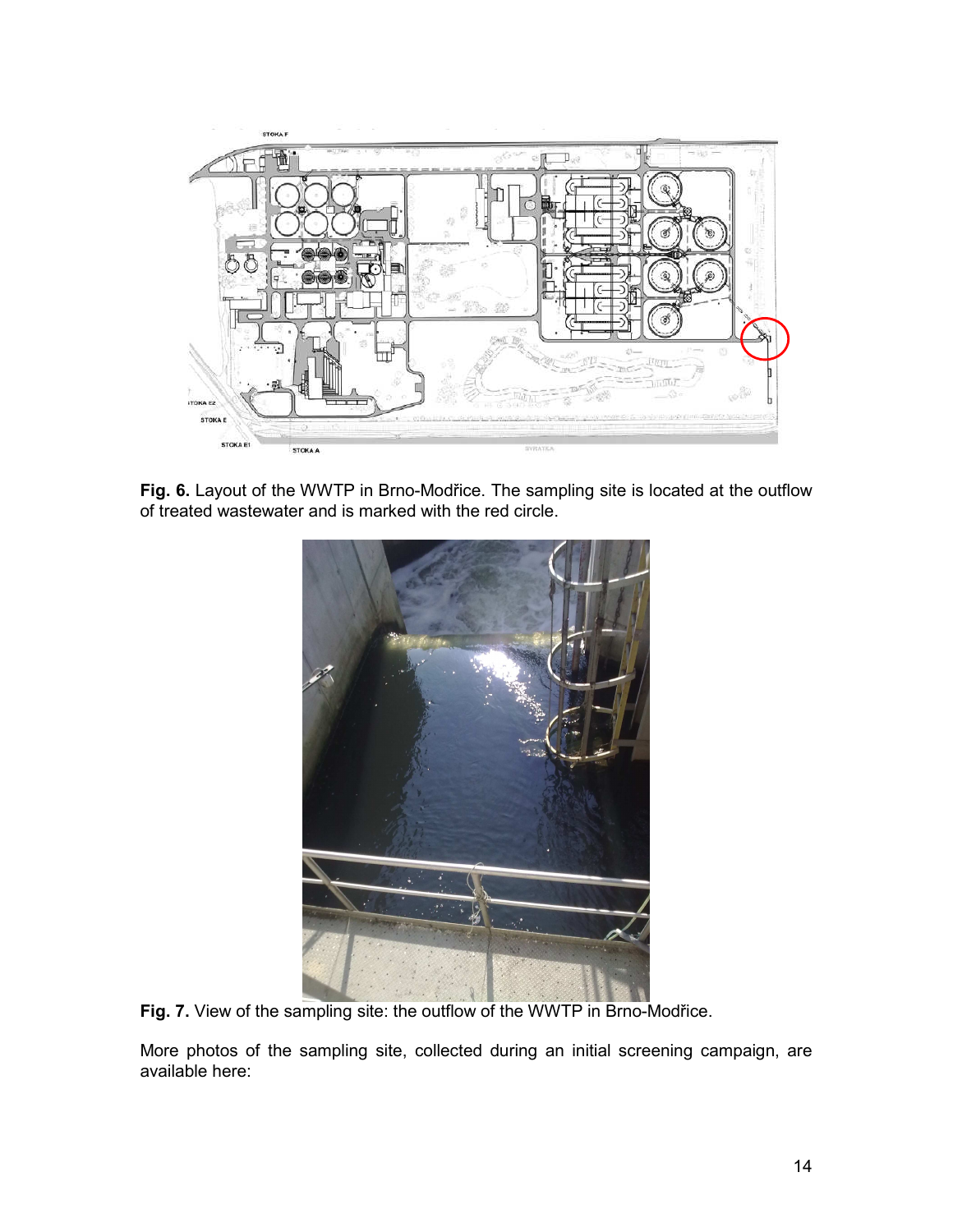**Fig. 6.** Layout of the WWTP in Brno-Modřice. The sampling site is located at the outflow of treated wastewater and is marked with the red circle.

**Fig. 7.** View of the sampling site: the outflow of the WWTP in Brno-Modřice.

More photos of the sampling site, collected during an initial screening campaign, are available here: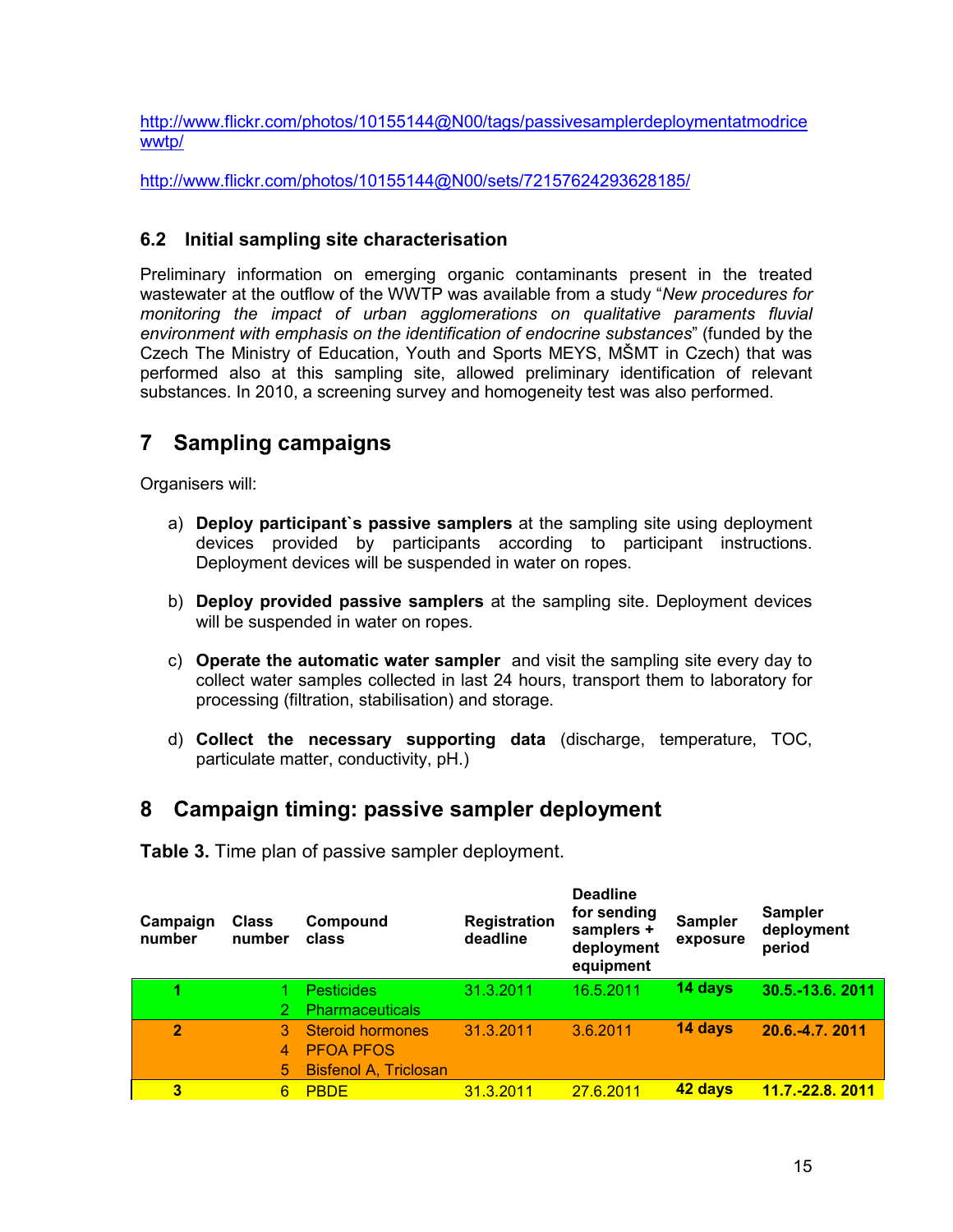http://www.flickr.com/photos/10155144@N00/tags/passivesamplerdeploymentatmodricewwtp/

http://www.flickr.com/photos/10155144@N00/sets/72157624293628185/

### 6.2 Initial sampling site characterisation

Preliminary information on emerging organic contaminants present in the treated wastewater at the outflow of the WWTP was available from a study "*New procedures for monitoring the impact of urban agglomerations on qualitative paraments fluvial environment with emphasis on the identification of endocrine substances*" (funded by the Czech The Ministry of Education, Youth and Sports MEYS, MŠMT in Czech) that was performed also at this sampling site, allowed preliminary identification of relevant substances. In 2010, a screening survey and homogeneity test was also performed.

## 7 Sampling campaigns

Organisers will:

a) **Deploy participant`s passive samplers** at the sampling site using deployment devices provided by participants according to participant instructions. Deployment devices will be suspended in water on ropes.

b) **Deploy provided passive samplers** at the sampling site. Deployment devices will be suspended in water on ropes.

c) **Operate the automatic water sampler** and visit the sampling site every day to collect water samples collected in last 24 hours, transport them to laboratory for processing (filtration, stabilisation) and storage.

d) **Collect the necessary supporting data** (discharge, temperature, TOC, particulate matter, conductivity, pH.)

## 8 Campaign timing: passive sampler deployment

**Table 3.** Time plan of passive sampler deployment.

| Campaign number | Class number | Compound class | Registration deadline | Deadline for sending samplers + deployment equipment | Sampler exposure | Sampler deployment period |
|---|---|---|---|---|---|---|
| **1** | 1 | Pesticides | 31.3.2011 | 16.5.2011 | **14 days** | **30.5.-13.6. 2011** |
| | 2 | Pharmaceuticals | | | | |
| **2** | 3 | Steroid hormones | 31.3.2011 | 3.6.2011 | **14 days** | **20.6.-4.7. 2011** |
| | 4 | PFOA PFOS | | | | |
| | 5 | Bisfenol A, Triclosan | | | | |
| **3** | 6 | PBDE | 31.3.2011 | 27.6.2011 | **42 days** | **11.7.-22.8. 2011** |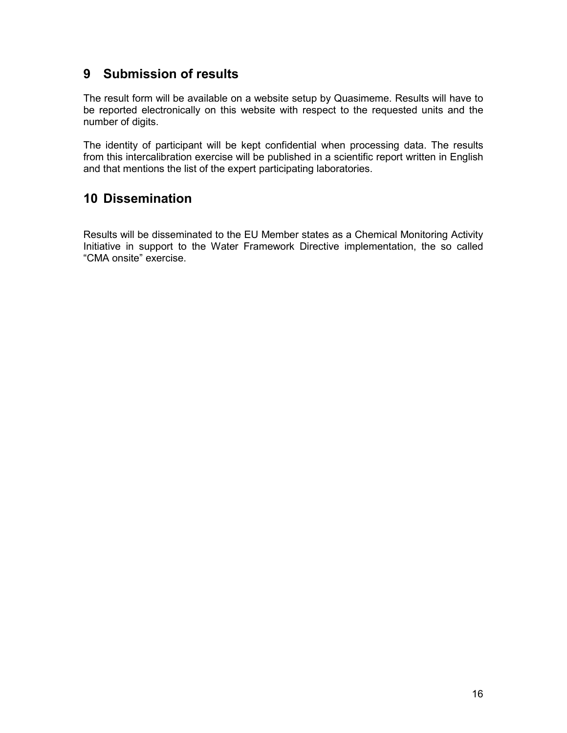## 9 Submission of results

The result form will be available on a website setup by Quasimeme. Results will have to be reported electronically on this website with respect to the requested units and the number of digits.

The identity of participant will be kept confidential when processing data. The results from this intercalibration exercise will be published in a scientific report written in English and that mentions the list of the expert participating laboratories.

## 10 Dissemination

Results will be disseminated to the EU Member states as a Chemical Monitoring Activity Initiative in support to the Water Framework Directive implementation, the so called "CMA onsite" exercise.